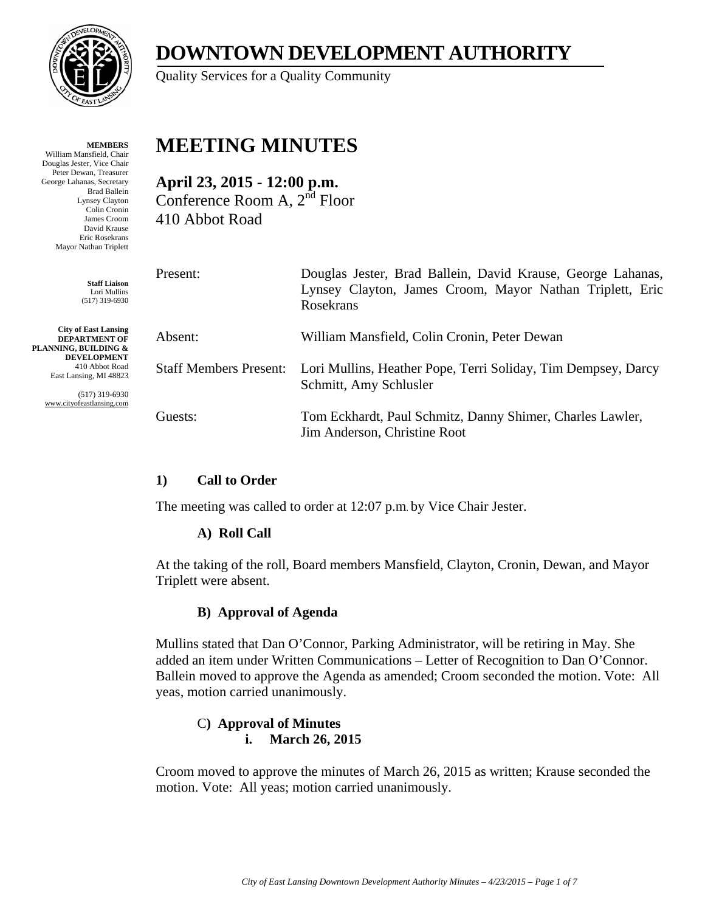# DOWNTOWN DEVELOPMENT AUTHORITY

Quality Services for a Quality Community

**MEMBERS**
William Mansfield, Chair
Douglas Jester, Vice Chair
Peter Dewan, Treasurer
George Lahanas, Secretary
Brad Ballein
Lynsey Clayton
Colin Cronin
James Croom
David Krause
Eric Rosekrans
Mayor Nathan Triplett

**Staff Liaison**
Lori Mullins
(517) 319-6930

**City of East Lansing**
**DEPARTMENT OF PLANNING, BUILDING & DEVELOPMENT**
410 Abbot Road
East Lansing, MI 48823

(517) 319-6930
www.cityofeastlansing.com

# MEETING MINUTES

## April 23, 2015 - 12:00 p.m.

Conference Room A, 2nd Floor
410 Abbot Road

| | |
|---|---|
| Present: | Douglas Jester, Brad Ballein, David Krause, George Lahanas, Lynsey Clayton, James Croom, Mayor Nathan Triplett, Eric Rosekrans |
| Absent: | William Mansfield, Colin Cronin, Peter Dewan |
| Staff Members Present: | Lori Mullins, Heather Pope, Terri Soliday, Tim Dempsey, Darcy Schmitt, Amy Schlusler |
| Guests: | Tom Eckhardt, Paul Schmitz, Danny Shimer, Charles Lawler, Jim Anderson, Christine Root |

### 1) Call to Order

The meeting was called to order at 12:07 p.m. by Vice Chair Jester.

#### A) Roll Call

At the taking of the roll, Board members Mansfield, Clayton, Cronin, Dewan, and Mayor Triplett were absent.

#### B) Approval of Agenda

Mullins stated that Dan O'Connor, Parking Administrator, will be retiring in May. She added an item under Written Communications – Letter of Recognition to Dan O'Connor. Ballein moved to approve the Agenda as amended; Croom seconded the motion. Vote: All yeas, motion carried unanimously.

#### C) Approval of Minutes

**i. March 26, 2015**

Croom moved to approve the minutes of March 26, 2015 as written; Krause seconded the motion. Vote: All yeas; motion carried unanimously.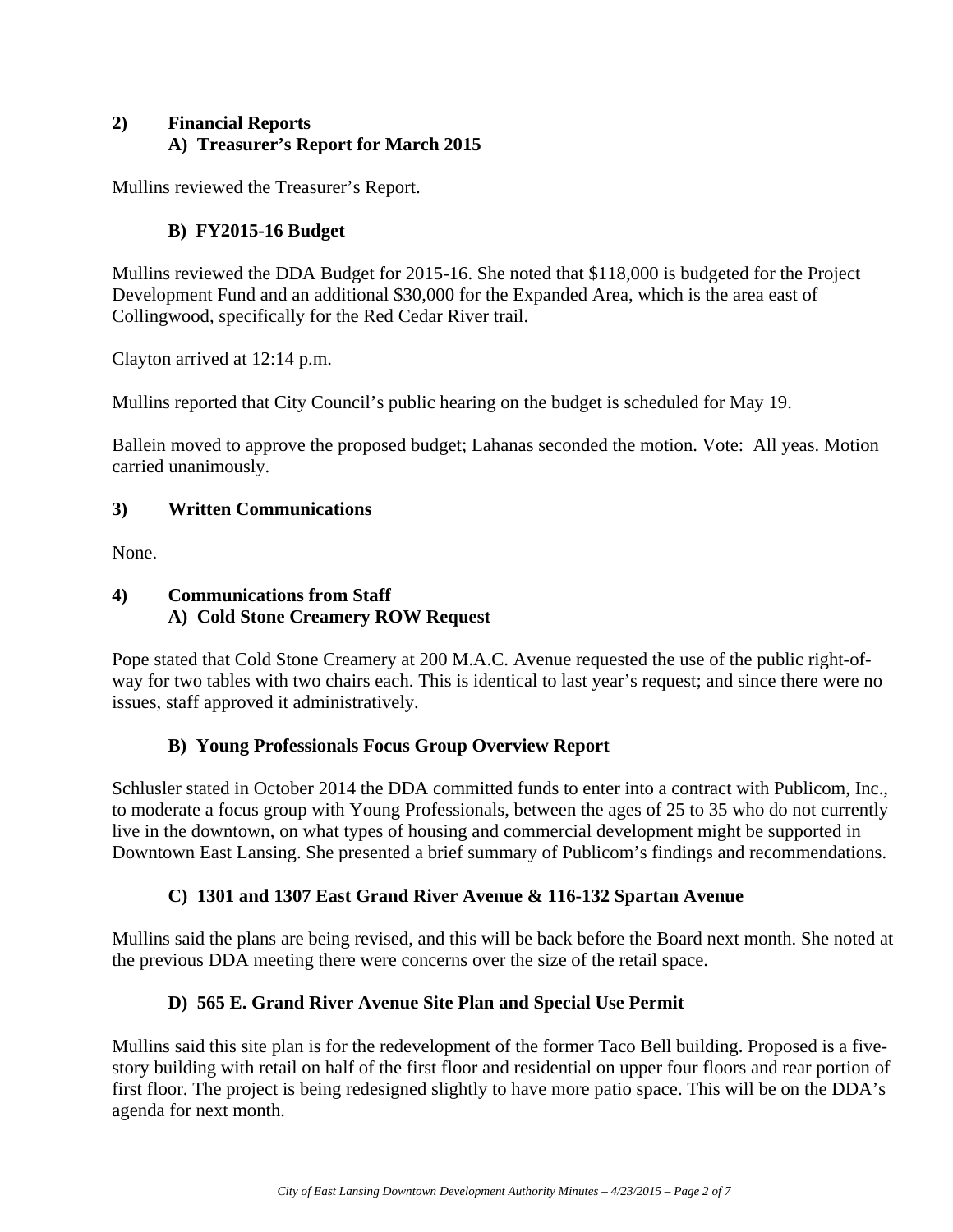## 2) Financial Reports

### A) Treasurer's Report for March 2015

Mullins reviewed the Treasurer's Report.

### B) FY2015-16 Budget

Mullins reviewed the DDA Budget for 2015-16. She noted that $118,000 is budgeted for the Project Development Fund and an additional $30,000 for the Expanded Area, which is the area east of Collingwood, specifically for the Red Cedar River trail.

Clayton arrived at 12:14 p.m.

Mullins reported that City Council's public hearing on the budget is scheduled for May 19.

Ballein moved to approve the proposed budget; Lahanas seconded the motion. Vote: All yeas. Motion carried unanimously.

## 3) Written Communications

None.

## 4) Communications from Staff

### A) Cold Stone Creamery ROW Request

Pope stated that Cold Stone Creamery at 200 M.A.C. Avenue requested the use of the public right-of-way for two tables with two chairs each. This is identical to last year's request; and since there were no issues, staff approved it administratively.

### B) Young Professionals Focus Group Overview Report

Schlusler stated in October 2014 the DDA committed funds to enter into a contract with Publicom, Inc., to moderate a focus group with Young Professionals, between the ages of 25 to 35 who do not currently live in the downtown, on what types of housing and commercial development might be supported in Downtown East Lansing. She presented a brief summary of Publicom's findings and recommendations.

### C) 1301 and 1307 East Grand River Avenue & 116-132 Spartan Avenue

Mullins said the plans are being revised, and this will be back before the Board next month. She noted at the previous DDA meeting there were concerns over the size of the retail space.

### D) 565 E. Grand River Avenue Site Plan and Special Use Permit

Mullins said this site plan is for the redevelopment of the former Taco Bell building. Proposed is a five-story building with retail on half of the first floor and residential on upper four floors and rear portion of first floor. The project is being redesigned slightly to have more patio space. This will be on the DDA's agenda for next month.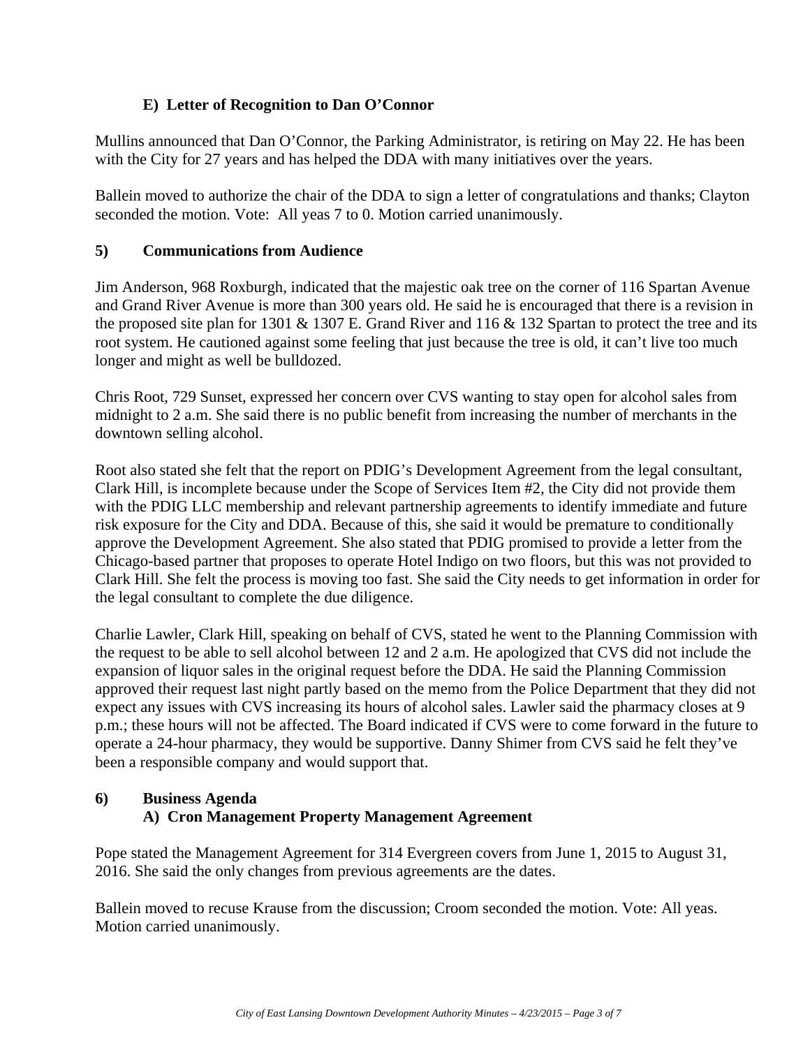### E) Letter of Recognition to Dan O'Connor

Mullins announced that Dan O'Connor, the Parking Administrator, is retiring on May 22. He has been with the City for 27 years and has helped the DDA with many initiatives over the years.

Ballein moved to authorize the chair of the DDA to sign a letter of congratulations and thanks; Clayton seconded the motion. Vote: All yeas 7 to 0. Motion carried unanimously.

## 5) Communications from Audience

Jim Anderson, 968 Roxburgh, indicated that the majestic oak tree on the corner of 116 Spartan Avenue and Grand River Avenue is more than 300 years old. He said he is encouraged that there is a revision in the proposed site plan for 1301 & 1307 E. Grand River and 116 & 132 Spartan to protect the tree and its root system. He cautioned against some feeling that just because the tree is old, it can't live too much longer and might as well be bulldozed.

Chris Root, 729 Sunset, expressed her concern over CVS wanting to stay open for alcohol sales from midnight to 2 a.m. She said there is no public benefit from increasing the number of merchants in the downtown selling alcohol.

Root also stated she felt that the report on PDIG's Development Agreement from the legal consultant, Clark Hill, is incomplete because under the Scope of Services Item #2, the City did not provide them with the PDIG LLC membership and relevant partnership agreements to identify immediate and future risk exposure for the City and DDA. Because of this, she said it would be premature to conditionally approve the Development Agreement. She also stated that PDIG promised to provide a letter from the Chicago-based partner that proposes to operate Hotel Indigo on two floors, but this was not provided to Clark Hill. She felt the process is moving too fast. She said the City needs to get information in order for the legal consultant to complete the due diligence.

Charlie Lawler, Clark Hill, speaking on behalf of CVS, stated he went to the Planning Commission with the request to be able to sell alcohol between 12 and 2 a.m. He apologized that CVS did not include the expansion of liquor sales in the original request before the DDA. He said the Planning Commission approved their request last night partly based on the memo from the Police Department that they did not expect any issues with CVS increasing its hours of alcohol sales. Lawler said the pharmacy closes at 9 p.m.; these hours will not be affected. The Board indicated if CVS were to come forward in the future to operate a 24-hour pharmacy, they would be supportive. Danny Shimer from CVS said he felt they've been a responsible company and would support that.

## 6) Business Agenda

### A) Cron Management Property Management Agreement

Pope stated the Management Agreement for 314 Evergreen covers from June 1, 2015 to August 31, 2016. She said the only changes from previous agreements are the dates.

Ballein moved to recuse Krause from the discussion; Croom seconded the motion. Vote: All yeas. Motion carried unanimously.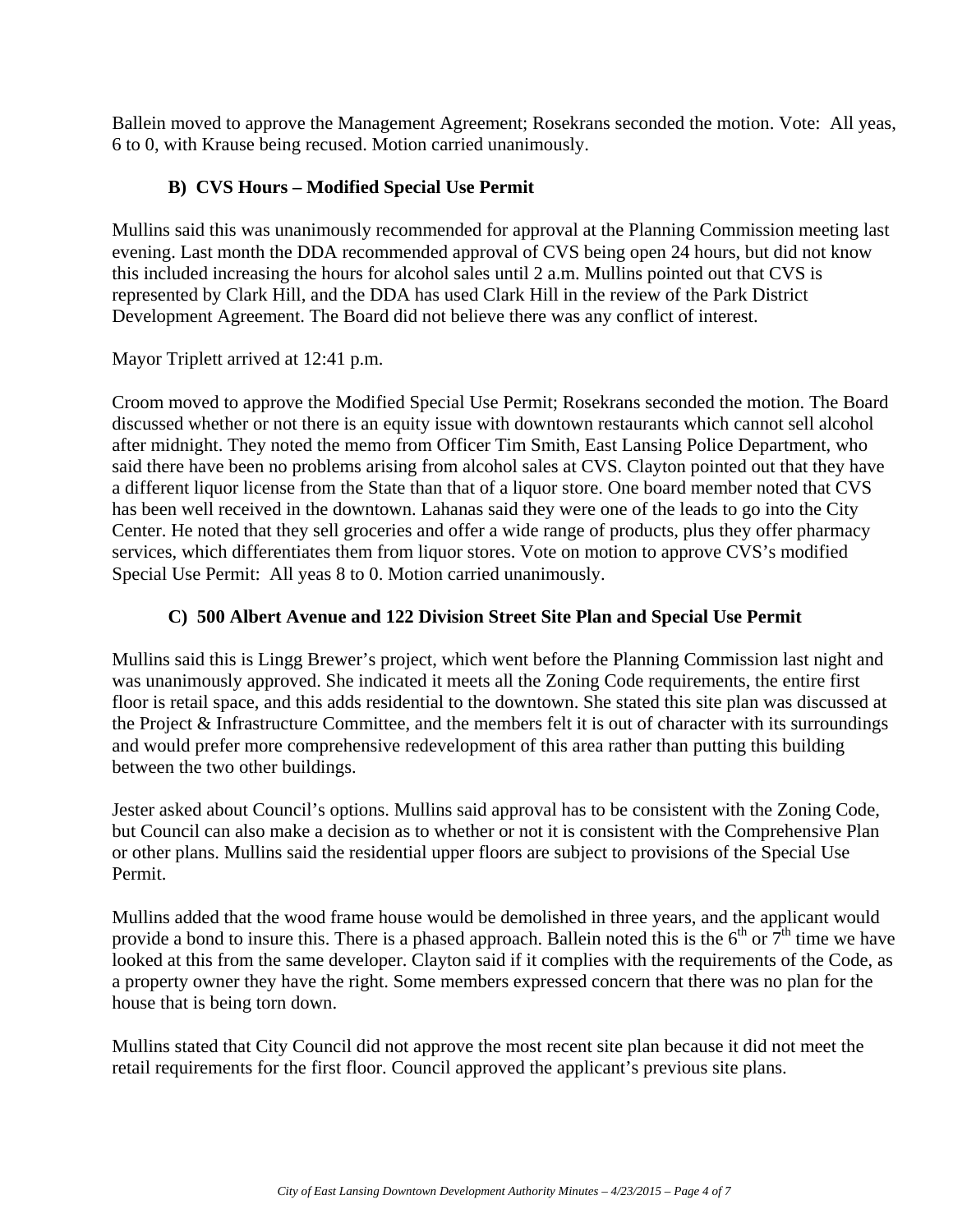Ballein moved to approve the Management Agreement; Rosekrans seconded the motion. Vote: All yeas, 6 to 0, with Krause being recused. Motion carried unanimously.

### B) CVS Hours – Modified Special Use Permit

Mullins said this was unanimously recommended for approval at the Planning Commission meeting last evening. Last month the DDA recommended approval of CVS being open 24 hours, but did not know this included increasing the hours for alcohol sales until 2 a.m. Mullins pointed out that CVS is represented by Clark Hill, and the DDA has used Clark Hill in the review of the Park District Development Agreement. The Board did not believe there was any conflict of interest.

Mayor Triplett arrived at 12:41 p.m.

Croom moved to approve the Modified Special Use Permit; Rosekrans seconded the motion. The Board discussed whether or not there is an equity issue with downtown restaurants which cannot sell alcohol after midnight. They noted the memo from Officer Tim Smith, East Lansing Police Department, who said there have been no problems arising from alcohol sales at CVS. Clayton pointed out that they have a different liquor license from the State than that of a liquor store. One board member noted that CVS has been well received in the downtown. Lahanas said they were one of the leads to go into the City Center. He noted that they sell groceries and offer a wide range of products, plus they offer pharmacy services, which differentiates them from liquor stores. Vote on motion to approve CVS's modified Special Use Permit: All yeas 8 to 0. Motion carried unanimously.

### C) 500 Albert Avenue and 122 Division Street Site Plan and Special Use Permit

Mullins said this is Lingg Brewer's project, which went before the Planning Commission last night and was unanimously approved. She indicated it meets all the Zoning Code requirements, the entire first floor is retail space, and this adds residential to the downtown. She stated this site plan was discussed at the Project & Infrastructure Committee, and the members felt it is out of character with its surroundings and would prefer more comprehensive redevelopment of this area rather than putting this building between the two other buildings.

Jester asked about Council's options. Mullins said approval has to be consistent with the Zoning Code, but Council can also make a decision as to whether or not it is consistent with the Comprehensive Plan or other plans. Mullins said the residential upper floors are subject to provisions of the Special Use Permit.

Mullins added that the wood frame house would be demolished in three years, and the applicant would provide a bond to insure this. There is a phased approach. Ballein noted this is the 6th or 7th time we have looked at this from the same developer. Clayton said if it complies with the requirements of the Code, as a property owner they have the right. Some members expressed concern that there was no plan for the house that is being torn down.

Mullins stated that City Council did not approve the most recent site plan because it did not meet the retail requirements for the first floor. Council approved the applicant's previous site plans.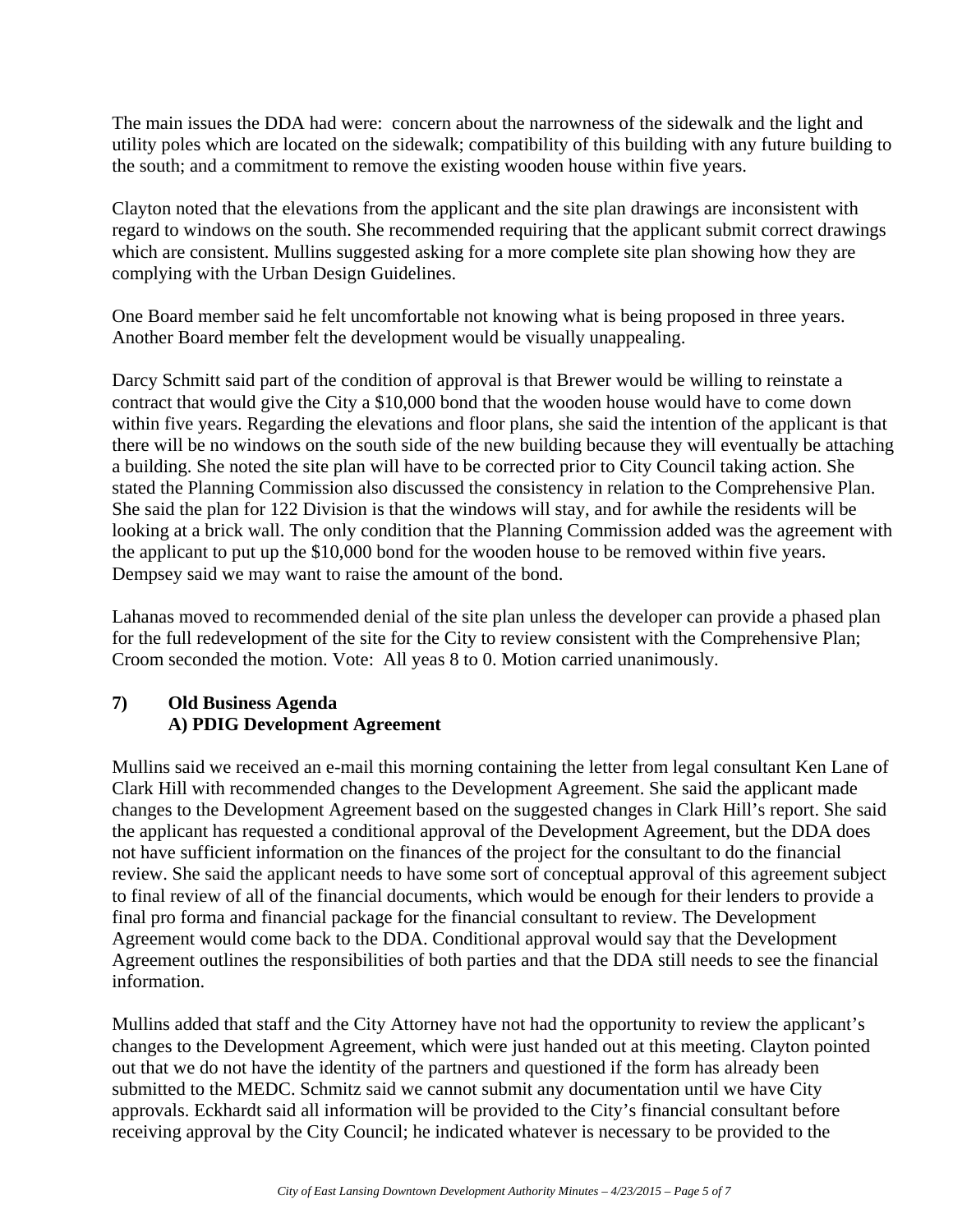The main issues the DDA had were: concern about the narrowness of the sidewalk and the light and utility poles which are located on the sidewalk; compatibility of this building with any future building to the south; and a commitment to remove the existing wooden house within five years.

Clayton noted that the elevations from the applicant and the site plan drawings are inconsistent with regard to windows on the south. She recommended requiring that the applicant submit correct drawings which are consistent. Mullins suggested asking for a more complete site plan showing how they are complying with the Urban Design Guidelines.

One Board member said he felt uncomfortable not knowing what is being proposed in three years. Another Board member felt the development would be visually unappealing.

Darcy Schmitt said part of the condition of approval is that Brewer would be willing to reinstate a contract that would give the City a $10,000 bond that the wooden house would have to come down within five years. Regarding the elevations and floor plans, she said the intention of the applicant is that there will be no windows on the south side of the new building because they will eventually be attaching a building. She noted the site plan will have to be corrected prior to City Council taking action. She stated the Planning Commission also discussed the consistency in relation to the Comprehensive Plan. She said the plan for 122 Division is that the windows will stay, and for awhile the residents will be looking at a brick wall. The only condition that the Planning Commission added was the agreement with the applicant to put up the $10,000 bond for the wooden house to be removed within five years. Dempsey said we may want to raise the amount of the bond.

Lahanas moved to recommended denial of the site plan unless the developer can provide a phased plan for the full redevelopment of the site for the City to review consistent with the Comprehensive Plan; Croom seconded the motion. Vote: All yeas 8 to 0. Motion carried unanimously.

**7) Old Business Agenda**
**A) PDIG Development Agreement**

Mullins said we received an e-mail this morning containing the letter from legal consultant Ken Lane of Clark Hill with recommended changes to the Development Agreement. She said the applicant made changes to the Development Agreement based on the suggested changes in Clark Hill's report. She said the applicant has requested a conditional approval of the Development Agreement, but the DDA does not have sufficient information on the finances of the project for the consultant to do the financial review. She said the applicant needs to have some sort of conceptual approval of this agreement subject to final review of all of the financial documents, which would be enough for their lenders to provide a final pro forma and financial package for the financial consultant to review. The Development Agreement would come back to the DDA. Conditional approval would say that the Development Agreement outlines the responsibilities of both parties and that the DDA still needs to see the financial information.

Mullins added that staff and the City Attorney have not had the opportunity to review the applicant's changes to the Development Agreement, which were just handed out at this meeting. Clayton pointed out that we do not have the identity of the partners and questioned if the form has already been submitted to the MEDC. Schmitz said we cannot submit any documentation until we have City approvals. Eckhardt said all information will be provided to the City's financial consultant before receiving approval by the City Council; he indicated whatever is necessary to be provided to the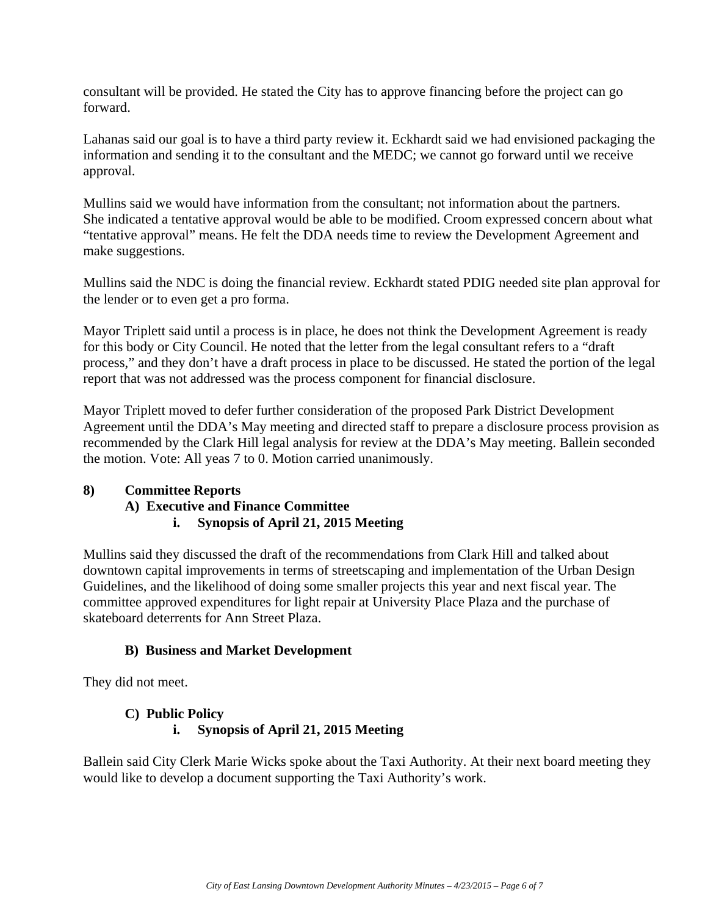consultant will be provided. He stated the City has to approve financing before the project can go forward.

Lahanas said our goal is to have a third party review it. Eckhardt said we had envisioned packaging the information and sending it to the consultant and the MEDC; we cannot go forward until we receive approval.

Mullins said we would have information from the consultant; not information about the partners. She indicated a tentative approval would be able to be modified. Croom expressed concern about what "tentative approval" means. He felt the DDA needs time to review the Development Agreement and make suggestions.

Mullins said the NDC is doing the financial review. Eckhardt stated PDIG needed site plan approval for the lender or to even get a pro forma.

Mayor Triplett said until a process is in place, he does not think the Development Agreement is ready for this body or City Council. He noted that the letter from the legal consultant refers to a "draft process," and they don't have a draft process in place to be discussed. He stated the portion of the legal report that was not addressed was the process component for financial disclosure.

Mayor Triplett moved to defer further consideration of the proposed Park District Development Agreement until the DDA's May meeting and directed staff to prepare a disclosure process provision as recommended by the Clark Hill legal analysis for review at the DDA's May meeting. Ballein seconded the motion. Vote: All yeas 7 to 0. Motion carried unanimously.

**8) Committee Reports**

**A) Executive and Finance Committee**

**i. Synopsis of April 21, 2015 Meeting**

Mullins said they discussed the draft of the recommendations from Clark Hill and talked about downtown capital improvements in terms of streetscaping and implementation of the Urban Design Guidelines, and the likelihood of doing some smaller projects this year and next fiscal year. The committee approved expenditures for light repair at University Place Plaza and the purchase of skateboard deterrents for Ann Street Plaza.

**B) Business and Market Development**

They did not meet.

**C) Public Policy**

**i. Synopsis of April 21, 2015 Meeting**

Ballein said City Clerk Marie Wicks spoke about the Taxi Authority. At their next board meeting they would like to develop a document supporting the Taxi Authority's work.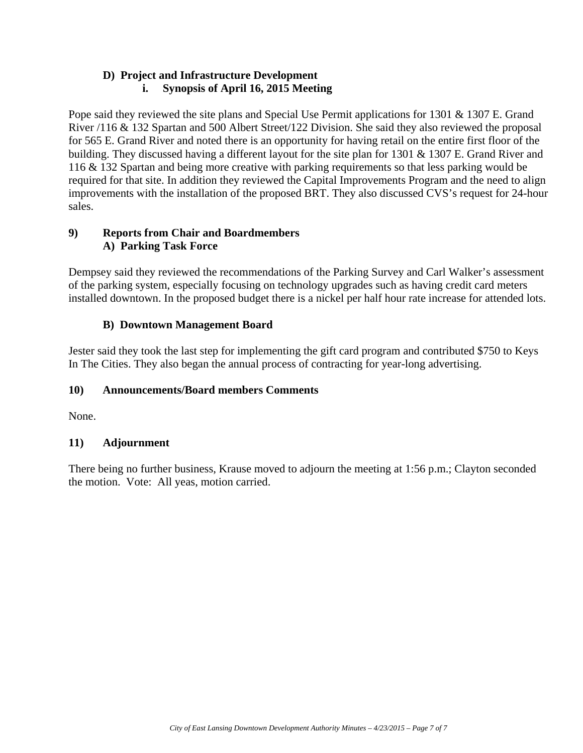### D) Project and Infrastructure Development

#### i. Synopsis of April 16, 2015 Meeting

Pope said they reviewed the site plans and Special Use Permit applications for 1301 & 1307 E. Grand River /116 & 132 Spartan and 500 Albert Street/122 Division. She said they also reviewed the proposal for 565 E. Grand River and noted there is an opportunity for having retail on the entire first floor of the building. They discussed having a different layout for the site plan for 1301 & 1307 E. Grand River and 116 & 132 Spartan and being more creative with parking requirements so that less parking would be required for that site. In addition they reviewed the Capital Improvements Program and the need to align improvements with the installation of the proposed BRT. They also discussed CVS's request for 24-hour sales.

## 9) Reports from Chair and Boardmembers

### A) Parking Task Force

Dempsey said they reviewed the recommendations of the Parking Survey and Carl Walker's assessment of the parking system, especially focusing on technology upgrades such as having credit card meters installed downtown. In the proposed budget there is a nickel per half hour rate increase for attended lots.

### B) Downtown Management Board

Jester said they took the last step for implementing the gift card program and contributed $750 to Keys In The Cities. They also began the annual process of contracting for year-long advertising.

## 10) Announcements/Board members Comments

None.

## 11) Adjournment

There being no further business, Krause moved to adjourn the meeting at 1:56 p.m.; Clayton seconded the motion. Vote: All yeas, motion carried.